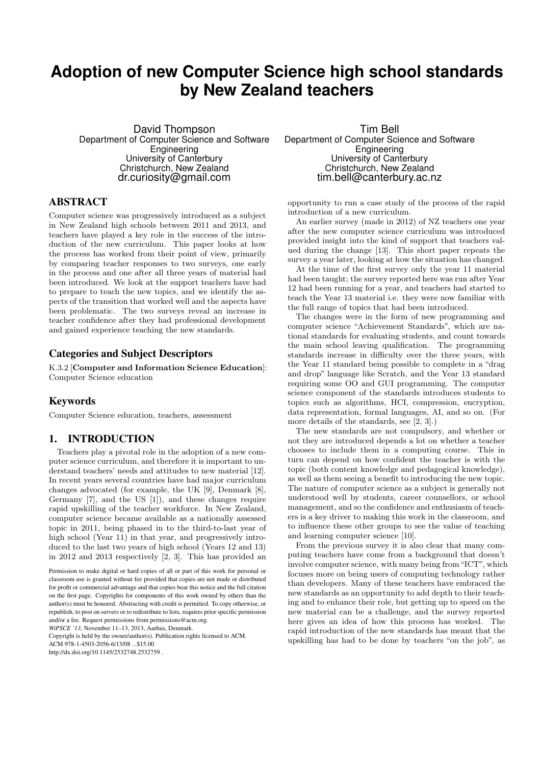# Adoption of new Computer Science high school standards by New Zealand teachers

David Thompson
Department of Computer Science and Software Engineering
University of Canterbury
Christchurch, New Zealand
dr.curiosity@gmail.com

Tim Bell
Department of Computer Science and Software Engineering
University of Canterbury
Christchurch, New Zealand
tim.bell@canterbury.ac.nz

## ABSTRACT

Computer science was progressively introduced as a subject in New Zealand high schools between 2011 and 2013, and teachers have played a key role in the success of the introduction of the new curriculum. This paper looks at how the process has worked from their point of view, primarily by comparing teacher responses to two surveys, one early in the process and one after all three years of material had been introduced. We look at the support teachers have had to prepare to teach the new topics, and we identify the aspects of the transition that worked well and the aspects have been problematic. The two surveys reveal an increase in teacher confidence after they had professional development and gained experience teaching the new standards.

## Categories and Subject Descriptors

K.3.2 [**Computer and Information Science Education**]: Computer Science education

## Keywords

Computer Science education, teachers, assessment

## 1. INTRODUCTION

Teachers play a pivotal role in the adoption of a new computer science curriculum, and therefore it is important to understand teachers' needs and attitudes to new material [12]. In recent years several countries have had major curriculum changes advocated (for example, the UK [9], Denmark [8], Germany [7], and the US [1]), and these changes require rapid upskilling of the teacher workforce. In New Zealand, computer science became available as a nationally assessed topic in 2011, being phased in to the third-to-last year of high school (Year 11) in that year, and progressively introduced to the last two years of high school (Years 12 and 13) in 2012 and 2013 respectively [2, 3]. This has provided an opportunity to run a case study of the process of the rapid introduction of a new curriculum.

An earlier survey (made in 2012) of NZ teachers one year after the new computer science curriculum was introduced provided insight into the kind of support that teachers valued during the change [13]. This short paper repeats the survey a year later, looking at how the situation has changed.

At the time of the first survey only the year 11 material had been taught; the survey reported here was run after Year 12 had been running for a year, and teachers had started to teach the Year 13 material i.e. they were now familiar with the full range of topics that had been introduced.

The changes were in the form of new programming and computer science "Achievement Standards", which are national standards for evaluating students, and count towards the main school leaving qualification. The programming standards increase in difficulty over the three years, with the Year 11 standard being possible to complete in a "drag and drop" language like Scratch, and the Year 13 standard requiring some OO and GUI programming. The computer science component of the standards introduces students to topics such as algorithms, HCI, compression, encryption, data representation, formal languages, AI, and so on. (For more details of the standards, see [2, 3].)

The new standards are not compulsory, and whether or not they are introduced depends a lot on whether a teacher chooses to include them in a computing course. This in turn can depend on how confident the teacher is with the topic (both content knowledge and pedagogical knowledge), as well as them seeing a benefit to introducing the new topic. The nature of computer science as a subject is generally not understood well by students, career counsellors, or school management, and so the confidence and enthusiasm of teachers is a key driver to making this work in the classroom, and to influence these other groups to see the value of teaching and learning computer science [10].

From the previous survey it is also clear that many computing teachers have come from a background that doesn't involve computer science, with many being from "ICT", which focuses more on being users of computing technology rather than developers. Many of these teachers have embraced the new standards as an opportunity to add depth to their teaching and to enhance their role, but getting up to speed on the new material can be a challenge, and the survey reported here gives an idea of how this process has worked. The rapid introduction of the new standards has meant that the upskilling has had to be done by teachers "on the job", as

Permission to make digital or hard copies of all or part of this work for personal or classroom use is granted without fee provided that copies are not made or distributed for profit or commercial advantage and that copies bear this notice and the full citation on the first page. Copyrights for components of this work owned by others than the author(s) must be honored. Abstracting with credit is permitted. To copy otherwise, or republish, to post on servers or to redistribute to lists, requires prior specific permission and/or a fee. Request permissions from permissions@acm.org.
*WiPSCE '13*, November 11–13, 2013, Aarhus, Denmark.
Copyright is held by the owner/author(s). Publication rights licensed to ACM.
ACM 978-1-4503-2056-6/13/08 ...$15.00
http://dx.doi.org/10.1145/2532748.2532759 .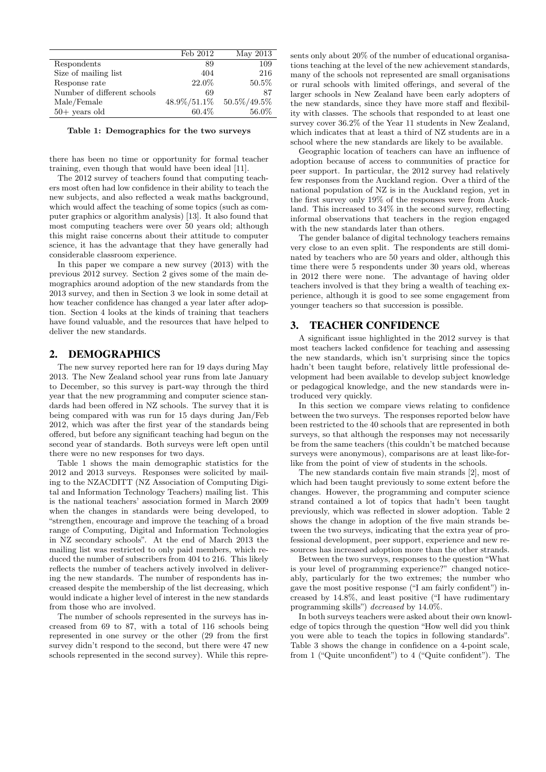|  | Feb 2012 | May 2013 |
| --- | --- | --- |
| Respondents | 89 | 109 |
| Size of mailing list | 404 | 216 |
| Response rate | 22.0% | 50.5% |
| Number of different schools | 69 | 87 |
| Male/Female | 48.9%/51.1% | 50.5%/49.5% |
| 50+ years old | 60.4% | 56.0% |

**Table 1: Demographics for the two surveys**

there has been no time or opportunity for formal teacher training, even though that would have been ideal [11].

The 2012 survey of teachers found that computing teachers most often had low confidence in their ability to teach the new subjects, and also reflected a weak maths background, which would affect the teaching of some topics (such as computer graphics or algorithm analysis) [13]. It also found that most computing teachers were over 50 years old; although this might raise concerns about their attitude to computer science, it has the advantage that they have generally had considerable classroom experience.

In this paper we compare a new survey (2013) with the previous 2012 survey. Section 2 gives some of the main demographics around adoption of the new standards from the 2013 survey, and then in Section 3 we look in some detail at how teacher confidence has changed a year later after adoption. Section 4 looks at the kinds of training that teachers have found valuable, and the resources that have helped to deliver the new standards.

## 2. DEMOGRAPHICS

The new survey reported here ran for 19 days during May 2013. The New Zealand school year runs from late January to December, so this survey is part-way through the third year that the new programming and computer science standards had been offered in NZ schools. The survey that it is being compared with was run for 15 days during Jan/Feb 2012, which was after the first year of the standards being offered, but before any significant teaching had begun on the second year of standards. Both surveys were left open until there were no new responses for two days.

Table 1 shows the main demographic statistics for the 2012 and 2013 surveys. Responses were solicited by mailing to the NZACDITT (NZ Association of Computing Digital and Information Technology Teachers) mailing list. This is the national teachers' association formed in March 2009 when the changes in standards were being developed, to "strengthen, encourage and improve the teaching of a broad range of Computing, Digital and Information Technologies in NZ secondary schools". At the end of March 2013 the mailing list was restricted to only paid members, which reduced the number of subscribers from 404 to 216. This likely reflects the number of teachers actively involved in delivering the new standards. The number of respondents has increased despite the membership of the list decreasing, which would indicate a higher level of interest in the new standards from those who are involved.

The number of schools represented in the surveys has increased from 69 to 87, with a total of 116 schools being represented in one survey or the other (29 from the first survey didn't respond to the second, but there were 47 new schools represented in the second survey). While this represents only about 20% of the number of educational organisations teaching at the level of the new achievement standards, many of the schools not represented are small organisations or rural schools with limited offerings, and several of the larger schools in New Zealand have been early adopters of the new standards, since they have more staff and flexibility with classes. The schools that responded to at least one survey cover 36.2% of the Year 11 students in New Zealand, which indicates that at least a third of NZ students are in a school where the new standards are likely to be available.

Geographic location of teachers can have an influence of adoption because of access to communities of practice for peer support. In particular, the 2012 survey had relatively few responses from the Auckland region. Over a third of the national population of NZ is in the Auckland region, yet in the first survey only 19% of the responses were from Auckland. This increased to 34% in the second survey, reflecting informal observations that teachers in the region engaged with the new standards later than others.

The gender balance of digital technology teachers remains very close to an even split. The respondents are still dominated by teachers who are 50 years and older, although this time there were 5 respondents under 30 years old, whereas in 2012 there were none. The advantage of having older teachers involved is that they bring a wealth of teaching experience, although it is good to see some engagement from younger teachers so that succession is possible.

## 3. TEACHER CONFIDENCE

A significant issue highlighted in the 2012 survey is that most teachers lacked confidence for teaching and assessing the new standards, which isn't surprising since the topics hadn't been taught before, relatively little professional development had been available to develop subject knowledge or pedagogical knowledge, and the new standards were introduced very quickly.

In this section we compare views relating to confidence between the two surveys. The responses reported below have been restricted to the 40 schools that are represented in both surveys, so that although the responses may not necessarily be from the same teachers (this couldn't be matched because surveys were anonymous), comparisons are at least like-for-like from the point of view of students in the schools.

The new standards contain five main strands [2], most of which had been taught previously to some extent before the changes. However, the programming and computer science strand contained a lot of topics that hadn't been taught previously, which was reflected in slower adoption. Table 2 shows the change in adoption of the five main strands between the two surveys, indicating that the extra year of professional development, peer support, experience and new resources has increased adoption more than the other strands.

Between the two surveys, responses to the question "What is your level of programming experience?" changed noticeably, particularly for the two extremes; the number who gave the most positive response ("I am fairly confident") increased by 14.8%, and least positive ("I have rudimentary programming skills") *decreased* by 14.0%.

In both surveys teachers were asked about their own knowledge of topics through the question "How well did you think you were able to teach the topics in following standards". Table 3 shows the change in confidence on a 4-point scale, from 1 ("Quite unconfident") to 4 ("Quite confident"). The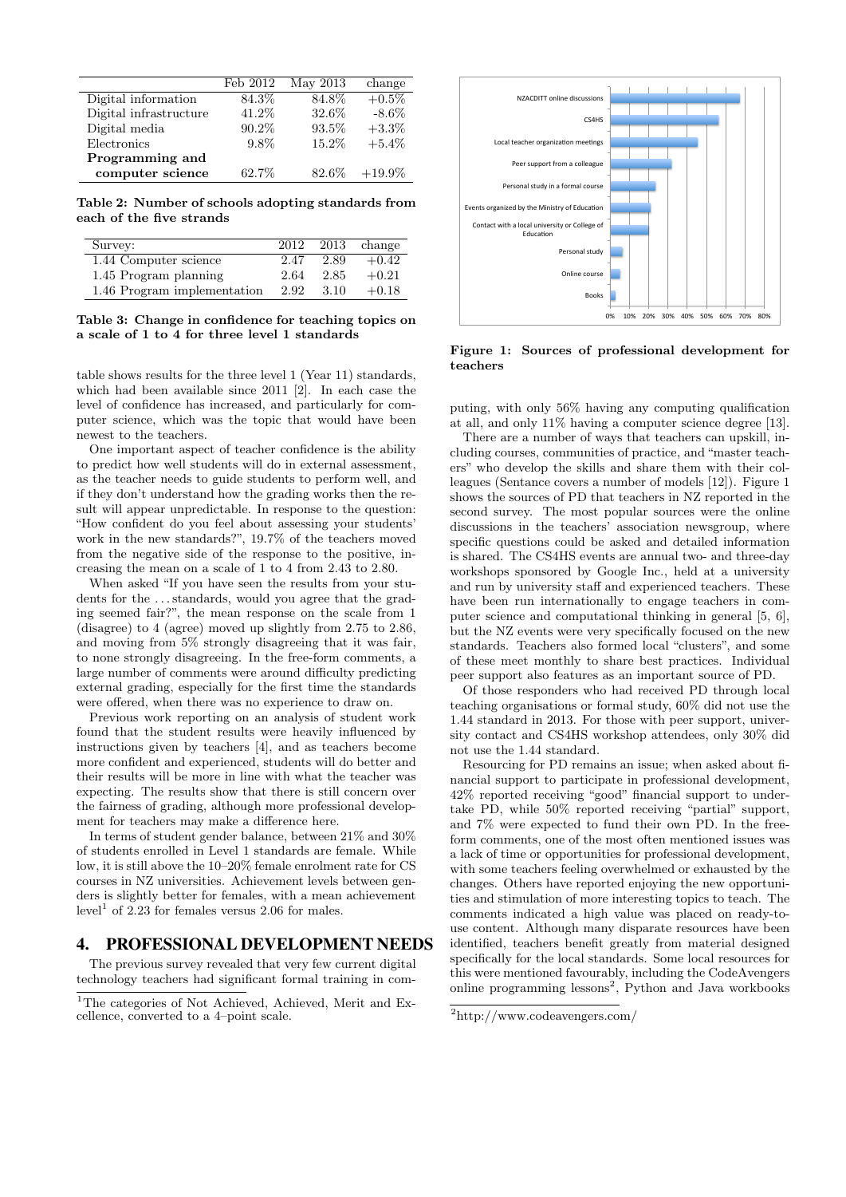|  | Feb 2012 | May 2013 | change |
| --- | --- | --- | --- |
| Digital information | 84.3% | 84.8% | +0.5% |
| Digital infrastructure | 41.2% | 32.6% | -8.6% |
| Digital media | 90.2% | 93.5% | +3.3% |
| Electronics | 9.8% | 15.2% | +5.4% |
| **Programming and computer science** | 62.7% | 82.6% | +19.9% |

**Table 2: Number of schools adopting standards from each of the five strands**

| Survey: | 2012 | 2013 | change |
| --- | --- | --- | --- |
| 1.44 Computer science | 2.47 | 2.89 | +0.42 |
| 1.45 Program planning | 2.64 | 2.85 | +0.21 |
| 1.46 Program implementation | 2.92 | 3.10 | +0.18 |

**Table 3: Change in confidence for teaching topics on a scale of 1 to 4 for three level 1 standards**

table shows results for the three level 1 (Year 11) standards, which had been available since 2011 [2]. In each case the level of confidence has increased, and particularly for computer science, which was the topic that would have been newest to the teachers.

One important aspect of teacher confidence is the ability to predict how well students will do in external assessment, as the teacher needs to guide students to perform well, and if they don't understand how the grading works then the result will appear unpredictable. In response to the question: "How confident do you feel about assessing your students' work in the new standards?", 19.7% of the teachers moved from the negative side of the response to the positive, increasing the mean on a scale of 1 to 4 from 2.43 to 2.80.

When asked "If you have seen the results from your students for the ... standards, would you agree that the grading seemed fair?", the mean response on the scale from 1 (disagree) to 4 (agree) moved up slightly from 2.75 to 2.86, and moving from 5% strongly disagreeing that it was fair, to none strongly disagreeing. In the free-form comments, a large number of comments were around difficulty predicting external grading, especially for the first time the standards were offered, when there was no experience to draw on.

Previous work reporting on an analysis of student work found that the student results were heavily influenced by instructions given by teachers [4], and as teachers become more confident and experienced, students will do better and their results will be more in line with what the teacher was expecting. The results show that there is still concern over the fairness of grading, although more professional development for teachers may make a difference here.

In terms of student gender balance, between 21% and 30% of students enrolled in Level 1 standards are female. While low, it is still above the 10–20% female enrolment rate for CS courses in NZ universities. Achievement levels between genders is slightly better for females, with a mean achievement level[1] of 2.23 for females versus 2.06 for males.

## 4. PROFESSIONAL DEVELOPMENT NEEDS

The previous survey revealed that very few current digital technology teachers had significant formal training in computing, with only 56% having any computing qualification at all, and only 11% having a computer science degree [13].

There are a number of ways that teachers can upskill, including courses, communities of practice, and "master teachers" who develop the skills and share them with their colleagues (Sentance covers a number of models [12]). Figure 1 shows the sources of PD that teachers in NZ reported in the second survey. The most popular sources were the online discussions in the teachers' association newsgroup, where specific questions could be asked and detailed information is shared. The CS4HS events are annual two- and three-day workshops sponsored by Google Inc., held at a university and run by university staff and experienced teachers. These have been run internationally to engage teachers in computer science and computational thinking in general [5, 6], but the NZ events were very specifically focused on the new standards. Teachers also formed local "clusters", and some of these meet monthly to share best practices. Individual peer support also features as an important source of PD.

**Figure 1: Sources of professional development for teachers**

Of those responders who had received PD through local teaching organisations or formal study, 60% did not use the 1.44 standard in 2013. For those with peer support, university contact and CS4HS workshop attendees, only 30% did not use the 1.44 standard.

Resourcing for PD remains an issue; when asked about financial support to participate in professional development, 42% reported receiving "good" financial support to undertake PD, while 50% reported receiving "partial" support, and 7% were expected to fund their own PD. In the free-form comments, one of the most often mentioned issues was a lack of time or opportunities for professional development, with some teachers feeling overwhelmed or exhausted by the changes. Others have reported enjoying the new opportunities and stimulation of more interesting topics to teach. The comments indicated a high value was placed on ready-to-use content. Although many disparate resources have been identified, teachers benefit greatly from material designed specifically for the local standards. Some local resources for this were mentioned favourably, including the CodeAvengers online programming lessons[2], Python and Java workbooks

[1] The categories of Not Achieved, Achieved, Merit and Excellence, converted to a 4–point scale.

[2] http://www.codeavengers.com/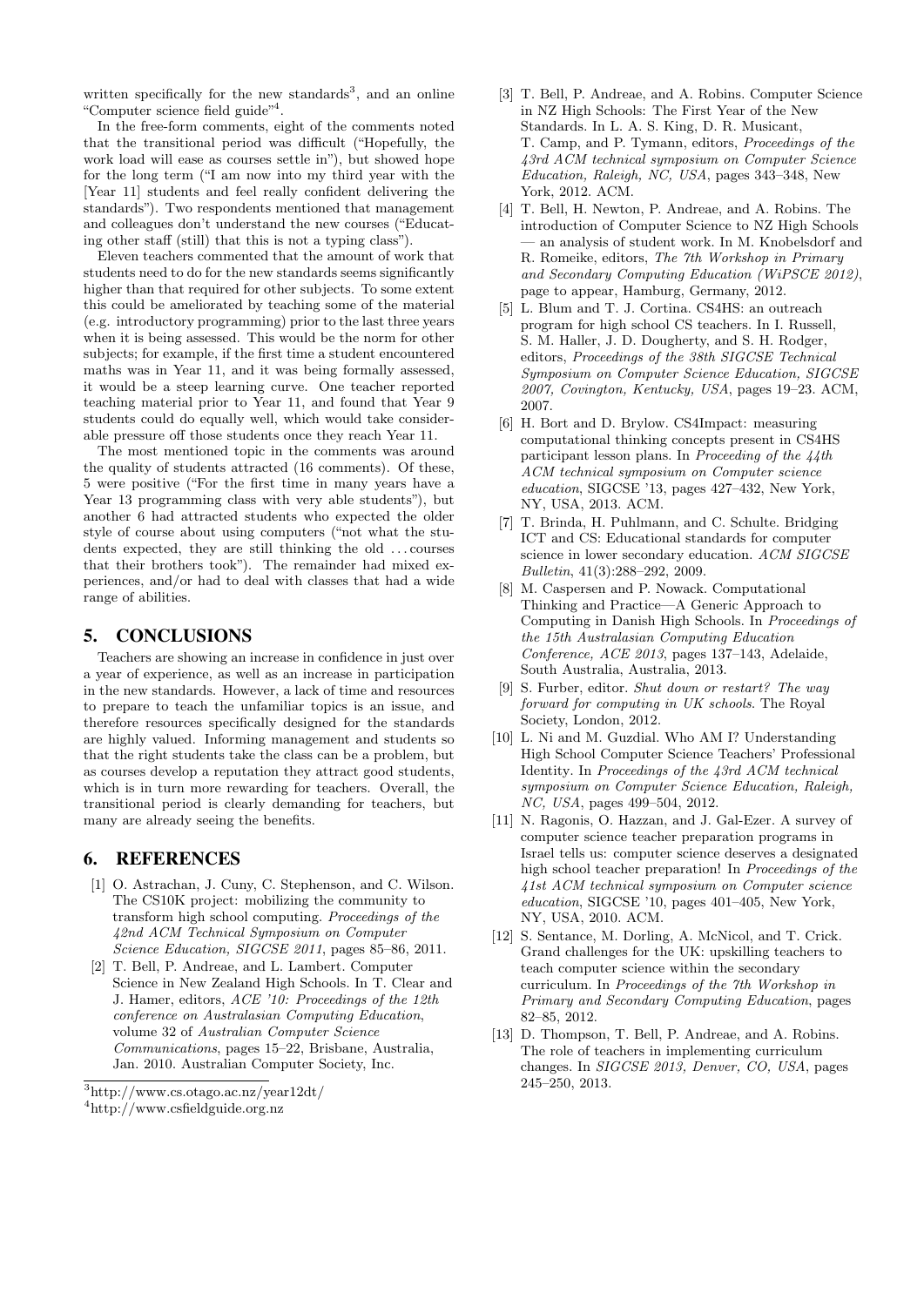written specifically for the new standards[3], and an online "Computer science field guide"[4].

In the free-form comments, eight of the comments noted that the transitional period was difficult ("Hopefully, the work load will ease as courses settle in"), but showed hope for the long term ("I am now into my third year with the [Year 11] students and feel really confident delivering the standards"). Two respondents mentioned that management and colleagues don't understand the new courses ("Educating other staff (still) that this is not a typing class").

Eleven teachers commented that the amount of work that students need to do for the new standards seems significantly higher than that required for other subjects. To some extent this could be ameliorated by teaching some of the material (e.g. introductory programming) prior to the last three years when it is being assessed. This would be the norm for other subjects; for example, if the first time a student encountered maths was in Year 11, and it was being formally assessed, it would be a steep learning curve. One teacher reported teaching material prior to Year 11, and found that Year 9 students could do equally well, which would take considerable pressure off those students once they reach Year 11.

The most mentioned topic in the comments was around the quality of students attracted (16 comments). Of these, 5 were positive ("For the first time in many years have a Year 13 programming class with very able students"), but another 6 had attracted students who expected the older style of course about using computers ("not what the students expected, they are still thinking the old ... courses that their brothers took"). The remainder had mixed experiences, and/or had to deal with classes that had a wide range of abilities.

## 5. CONCLUSIONS

Teachers are showing an increase in confidence in just over a year of experience, as well as an increase in participation in the new standards. However, a lack of time and resources to prepare to teach the unfamiliar topics is an issue, and therefore resources specifically designed for the standards are highly valued. Informing management and students so that the right students take the class can be a problem, but as courses develop a reputation they attract good students, which is in turn more rewarding for teachers. Overall, the transitional period is clearly demanding for teachers, but many are already seeing the benefits.

## 6. REFERENCES

[1] O. Astrachan, J. Cuny, C. Stephenson, and C. Wilson. The CS10K project: mobilizing the community to transform high school computing. *Proceedings of the 42nd ACM Technical Symposium on Computer Science Education, SIGCSE 2011*, pages 85–86, 2011.

[2] T. Bell, P. Andreae, and L. Lambert. Computer Science in New Zealand High Schools. In T. Clear and J. Hamer, editors, *ACE '10: Proceedings of the 12th conference on Australasian Computing Education*, volume 32 of *Australian Computer Science Communications*, pages 15–22, Brisbane, Australia, Jan. 2010. Australian Computer Society, Inc.

[3] T. Bell, P. Andreae, and A. Robins. Computer Science in NZ High Schools: The First Year of the New Standards. In L. A. S. King, D. R. Musicant, T. Camp, and P. Tymann, editors, *Proceedings of the 43rd ACM technical symposium on Computer Science Education, Raleigh, NC, USA*, pages 343–348, New York, 2012. ACM.

[4] T. Bell, H. Newton, P. Andreae, and A. Robins. The introduction of Computer Science to NZ High Schools — an analysis of student work. In M. Knobelsdorf and R. Romeike, editors, *The 7th Workshop in Primary and Secondary Computing Education (WiPSCE 2012)*, page to appear, Hamburg, Germany, 2012.

[5] L. Blum and T. J. Cortina. CS4HS: an outreach program for high school CS teachers. In I. Russell, S. M. Haller, J. D. Dougherty, and S. H. Rodger, editors, *Proceedings of the 38th SIGCSE Technical Symposium on Computer Science Education, SIGCSE 2007, Covington, Kentucky, USA*, pages 19–23. ACM, 2007.

[6] H. Bort and D. Brylow. CS4Impact: measuring computational thinking concepts present in CS4HS participant lesson plans. In *Proceeding of the 44th ACM technical symposium on Computer science education*, SIGCSE '13, pages 427–432, New York, NY, USA, 2013. ACM.

[7] T. Brinda, H. Puhlmann, and C. Schulte. Bridging ICT and CS: Educational standards for computer science in lower secondary education. *ACM SIGCSE Bulletin*, 41(3):288–292, 2009.

[8] M. Caspersen and P. Nowack. Computational Thinking and Practice—A Generic Approach to Computing in Danish High Schools. In *Proceedings of the 15th Australasian Computing Education Conference, ACE 2013*, pages 137–143, Adelaide, South Australia, Australia, 2013.

[9] S. Furber, editor. *Shut down or restart? The way forward for computing in UK schools*. The Royal Society, London, 2012.

[10] L. Ni and M. Guzdial. Who AM I? Understanding High School Computer Science Teachers' Professional Identity. In *Proceedings of the 43rd ACM technical symposium on Computer Science Education, Raleigh, NC, USA*, pages 499–504, 2012.

[11] N. Ragonis, O. Hazzan, and J. Gal-Ezer. A survey of computer science teacher preparation programs in Israel tells us: computer science deserves a designated high school teacher preparation! In *Proceedings of the 41st ACM technical symposium on Computer science education*, SIGCSE '10, pages 401–405, New York, NY, USA, 2010. ACM.

[12] S. Sentance, M. Dorling, A. McNicol, and T. Crick. Grand challenges for the UK: upskilling teachers to teach computer science within the secondary curriculum. In *Proceedings of the 7th Workshop in Primary and Secondary Computing Education*, pages 82–85, 2012.

[13] D. Thompson, T. Bell, P. Andreae, and A. Robins. The role of teachers in implementing curriculum changes. In *SIGCSE 2013, Denver, CO, USA*, pages 245–250, 2013.

[3] http://www.cs.otago.ac.nz/year12dt/

[4] http://www.csfieldguide.org.nz